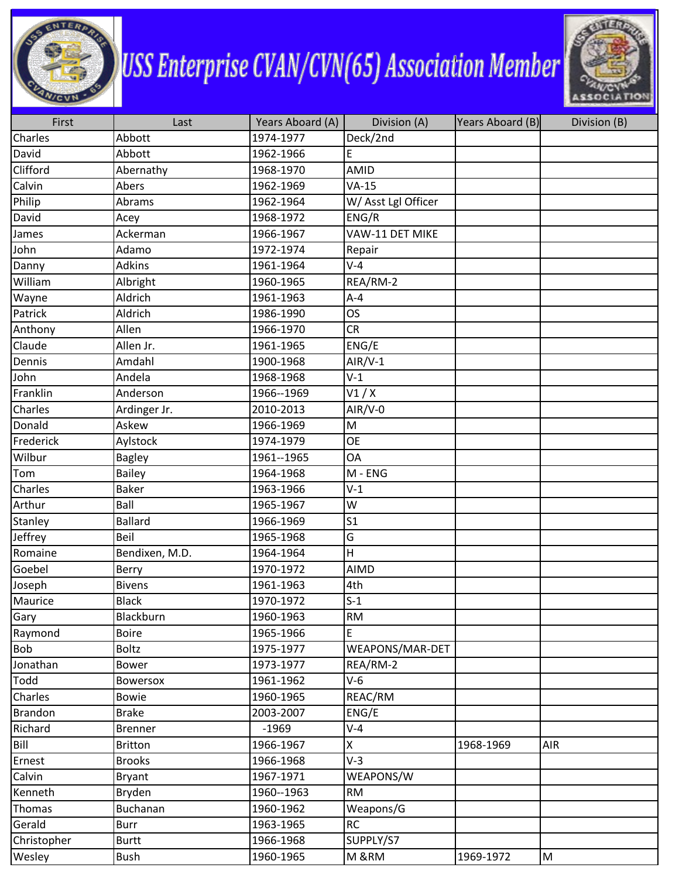# USS Enterprise CVAN/CVN(65) Association Member

| First | Last | Years Aboard (A) | Division (A) | Years Aboard (B) | Division (B) |
|---|---|---|---|---|---|
| Charles | Abbott | 1974-1977 | Deck/2nd | | |
| David | Abbott | 1962-1966 | E | | |
| Clifford | Abernathy | 1968-1970 | AMID | | |
| Calvin | Abers | 1962-1969 | VA-15 | | |
| Philip | Abrams | 1962-1964 | W/ Asst Lgl Officer | | |
| David | Acey | 1968-1972 | ENG/R | | |
| James | Ackerman | 1966-1967 | VAW-11 DET MIKE | | |
| John | Adamo | 1972-1974 | Repair | | |
| Danny | Adkins | 1961-1964 | V-4 | | |
| William | Albright | 1960-1965 | REA/RM-2 | | |
| Wayne | Aldrich | 1961-1963 | A-4 | | |
| Patrick | Aldrich | 1986-1990 | OS | | |
| Anthony | Allen | 1966-1970 | CR | | |
| Claude | Allen Jr. | 1961-1965 | ENG/E | | |
| Dennis | Amdahl | 1900-1968 | AIR/V-1 | | |
| John | Andela | 1968-1968 | V-1 | | |
| Franklin | Anderson | 1966--1969 | V1 / X | | |
| Charles | Ardinger Jr. | 2010-2013 | AIR/V-0 | | |
| Donald | Askew | 1966-1969 | M | | |
| Frederick | Aylstock | 1974-1979 | OE | | |
| Wilbur | Bagley | 1961--1965 | OA | | |
| Tom | Bailey | 1964-1968 | M - ENG | | |
| Charles | Baker | 1963-1966 | V-1 | | |
| Arthur | Ball | 1965-1967 | W | | |
| Stanley | Ballard | 1966-1969 | S1 | | |
| Jeffrey | Beil | 1965-1968 | G | | |
| Romaine | Bendixen, M.D. | 1964-1964 | H | | |
| Goebel | Berry | 1970-1972 | AIMD | | |
| Joseph | Bivens | 1961-1963 | 4th | | |
| Maurice | Black | 1970-1972 | S-1 | | |
| Gary | Blackburn | 1960-1963 | RM | | |
| Raymond | Boire | 1965-1966 | E | | |
| Bob | Boltz | 1975-1977 | WEAPONS/MAR-DET | | |
| Jonathan | Bower | 1973-1977 | REA/RM-2 | | |
| Todd | Bowersox | 1961-1962 | V-6 | | |
| Charles | Bowie | 1960-1965 | REAC/RM | | |
| Brandon | Brake | 2003-2007 | ENG/E | | |
| Richard | Brenner | -1969 | V-4 | | |
| Bill | Britton | 1966-1967 | X | 1968-1969 | AIR |
| Ernest | Brooks | 1966-1968 | V-3 | | |
| Calvin | Bryant | 1967-1971 | WEAPONS/W | | |
| Kenneth | Bryden | 1960--1963 | RM | | |
| Thomas | Buchanan | 1960-1962 | Weapons/G | | |
| Gerald | Burr | 1963-1965 | RC | | |
| Christopher | Burtt | 1966-1968 | SUPPLY/S7 | | |
| Wesley | Bush | 1960-1965 | M &RM | 1969-1972 | M |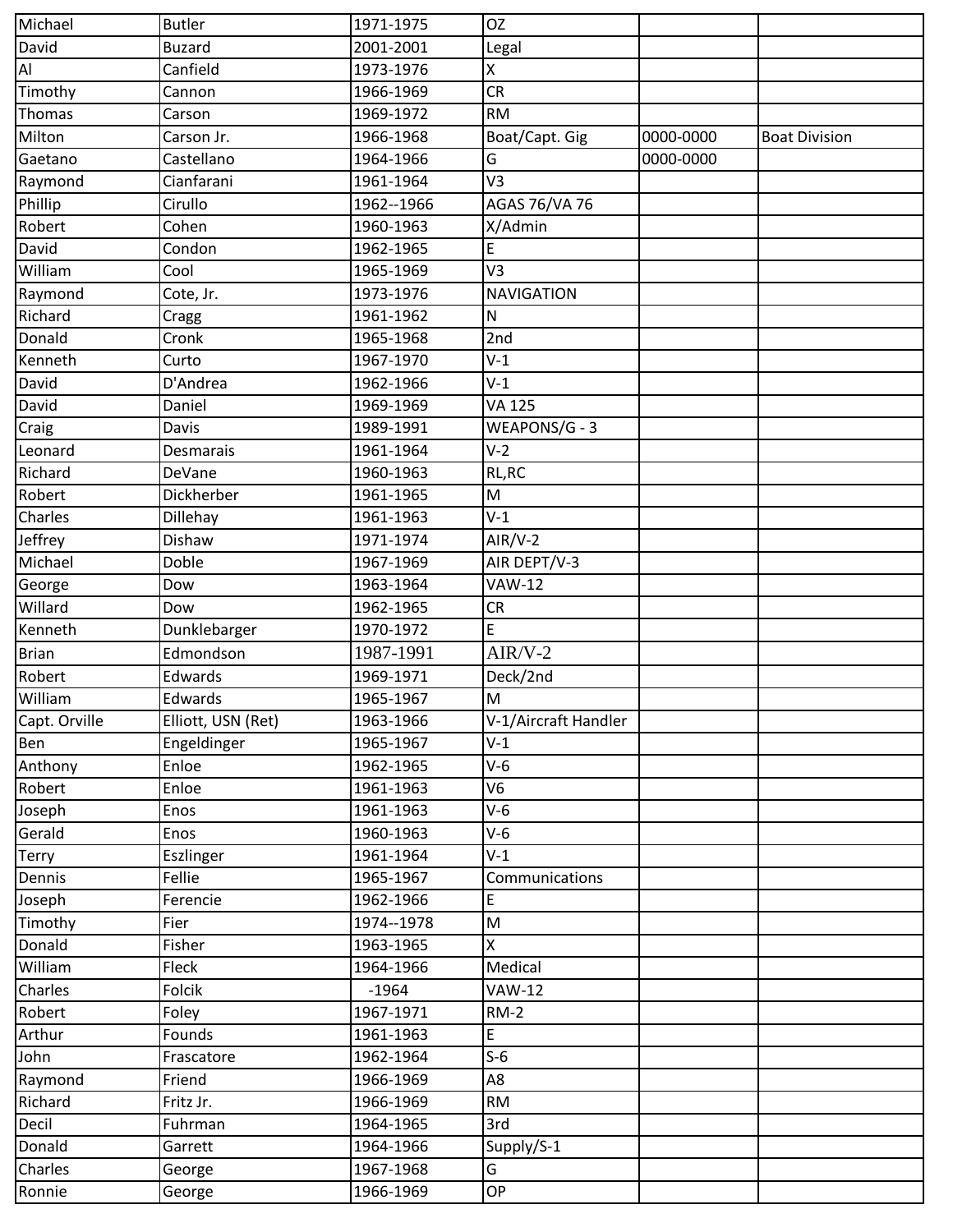| | | | | | |
|---|---|---|---|---|---|
| Michael | Butler | 1971-1975 | OZ | | |
| David | Buzard | 2001-2001 | Legal | | |
| Al | Canfield | 1973-1976 | X | | |
| Timothy | Cannon | 1966-1969 | CR | | |
| Thomas | Carson | 1969-1972 | RM | | |
| Milton | Carson Jr. | 1966-1968 | Boat/Capt. Gig | 0000-0000 | Boat Division |
| Gaetano | Castellano | 1964-1966 | G | 0000-0000 | |
| Raymond | Cianfarani | 1961-1964 | V3 | | |
| Phillip | Cirullo | 1962--1966 | AGAS 76/VA 76 | | |
| Robert | Cohen | 1960-1963 | X/Admin | | |
| David | Condon | 1962-1965 | E | | |
| William | Cool | 1965-1969 | V3 | | |
| Raymond | Cote, Jr. | 1973-1976 | NAVIGATION | | |
| Richard | Cragg | 1961-1962 | N | | |
| Donald | Cronk | 1965-1968 | 2nd | | |
| Kenneth | Curto | 1967-1970 | V-1 | | |
| David | D'Andrea | 1962-1966 | V-1 | | |
| David | Daniel | 1969-1969 | VA 125 | | |
| Craig | Davis | 1989-1991 | WEAPONS/G - 3 | | |
| Leonard | Desmarais | 1961-1964 | V-2 | | |
| Richard | DeVane | 1960-1963 | RL,RC | | |
| Robert | Dickherber | 1961-1965 | M | | |
| Charles | Dillehay | 1961-1963 | V-1 | | |
| Jeffrey | Dishaw | 1971-1974 | AIR/V-2 | | |
| Michael | Doble | 1967-1969 | AIR DEPT/V-3 | | |
| George | Dow | 1963-1964 | VAW-12 | | |
| Willard | Dow | 1962-1965 | CR | | |
| Kenneth | Dunklebarger | 1970-1972 | E | | |
| Brian | Edmondson | 1987-1991 | AIR/V-2 | | |
| Robert | Edwards | 1969-1971 | Deck/2nd | | |
| William | Edwards | 1965-1967 | M | | |
| Capt. Orville | Elliott, USN (Ret) | 1963-1966 | V-1/Aircraft Handler | | |
| Ben | Engeldinger | 1965-1967 | V-1 | | |
| Anthony | Enloe | 1962-1965 | V-6 | | |
| Robert | Enloe | 1961-1963 | V6 | | |
| Joseph | Enos | 1961-1963 | V-6 | | |
| Gerald | Enos | 1960-1963 | V-6 | | |
| Terry | Eszlinger | 1961-1964 | V-1 | | |
| Dennis | Fellie | 1965-1967 | Communications | | |
| Joseph | Ferencie | 1962-1966 | E | | |
| Timothy | Fier | 1974--1978 | M | | |
| Donald | Fisher | 1963-1965 | X | | |
| William | Fleck | 1964-1966 | Medical | | |
| Charles | Folcik | -1964 | VAW-12 | | |
| Robert | Foley | 1967-1971 | RM-2 | | |
| Arthur | Founds | 1961-1963 | E | | |
| John | Frascatore | 1962-1964 | S-6 | | |
| Raymond | Friend | 1966-1969 | A8 | | |
| Richard | Fritz Jr. | 1966-1969 | RM | | |
| Decil | Fuhrman | 1964-1965 | 3rd | | |
| Donald | Garrett | 1964-1966 | Supply/S-1 | | |
| Charles | George | 1967-1968 | G | | |
| Ronnie | George | 1966-1969 | OP | | |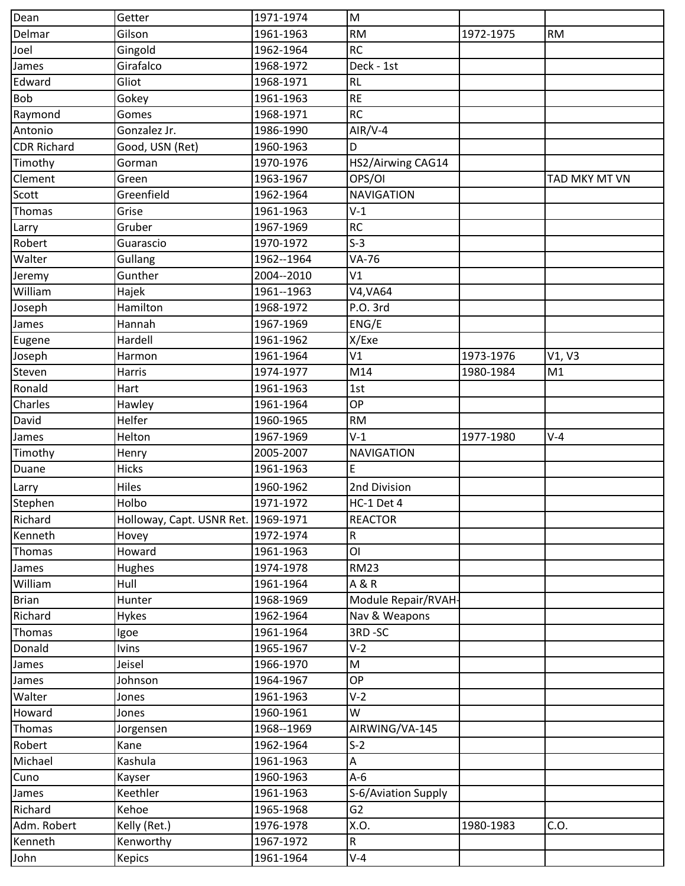| Dean | Getter | 1971-1974 | M | | |
|---|---|---|---|---|---|
| Delmar | Gilson | 1961-1963 | RM | 1972-1975 | RM |
| Joel | Gingold | 1962-1964 | RC | | |
| James | Girafalco | 1968-1972 | Deck - 1st | | |
| Edward | Gliot | 1968-1971 | RL | | |
| Bob | Gokey | 1961-1963 | RE | | |
| Raymond | Gomes | 1968-1971 | RC | | |
| Antonio | Gonzalez Jr. | 1986-1990 | AIR/V-4 | | |
| CDR Richard | Good, USN (Ret) | 1960-1963 | D | | |
| Timothy | Gorman | 1970-1976 | HS2/Airwing CAG14 | | |
| Clement | Green | 1963-1967 | OPS/OI | | TAD MKY MT VN |
| Scott | Greenfield | 1962-1964 | NAVIGATION | | |
| Thomas | Grise | 1961-1963 | V-1 | | |
| Larry | Gruber | 1967-1969 | RC | | |
| Robert | Guarascio | 1970-1972 | S-3 | | |
| Walter | Gullang | 1962--1964 | VA-76 | | |
| Jeremy | Gunther | 2004--2010 | V1 | | |
| William | Hajek | 1961--1963 | V4,VA64 | | |
| Joseph | Hamilton | 1968-1972 | P.O. 3rd | | |
| James | Hannah | 1967-1969 | ENG/E | | |
| Eugene | Hardell | 1961-1962 | X/Exe | | |
| Joseph | Harmon | 1961-1964 | V1 | 1973-1976 | V1, V3 |
| Steven | Harris | 1974-1977 | M14 | 1980-1984 | M1 |
| Ronald | Hart | 1961-1963 | 1st | | |
| Charles | Hawley | 1961-1964 | OP | | |
| David | Helfer | 1960-1965 | RM | | |
| James | Helton | 1967-1969 | V-1 | 1977-1980 | V-4 |
| Timothy | Henry | 2005-2007 | NAVIGATION | | |
| Duane | Hicks | 1961-1963 | E | | |
| Larry | Hiles | 1960-1962 | 2nd Division | | |
| Stephen | Holbo | 1971-1972 | HC-1 Det 4 | | |
| Richard | Holloway, Capt. USNR Ret. | 1969-1971 | REACTOR | | |
| Kenneth | Hovey | 1972-1974 | R | | |
| Thomas | Howard | 1961-1963 | OI | | |
| James | Hughes | 1974-1978 | RM23 | | |
| William | Hull | 1961-1964 | A & R | | |
| Brian | Hunter | 1968-1969 | Module Repair/RVAH- | | |
| Richard | Hykes | 1962-1964 | Nav & Weapons | | |
| Thomas | Igoe | 1961-1964 | 3RD -SC | | |
| Donald | Ivins | 1965-1967 | V-2 | | |
| James | Jeisel | 1966-1970 | M | | |
| James | Johnson | 1964-1967 | OP | | |
| Walter | Jones | 1961-1963 | V-2 | | |
| Howard | Jones | 1960-1961 | W | | |
| Thomas | Jorgensen | 1968--1969 | AIRWING/VA-145 | | |
| Robert | Kane | 1962-1964 | S-2 | | |
| Michael | Kashula | 1961-1963 | A | | |
| Cuno | Kayser | 1960-1963 | A-6 | | |
| James | Keethler | 1961-1963 | S-6/Aviation Supply | | |
| Richard | Kehoe | 1965-1968 | G2 | | |
| Adm. Robert | Kelly (Ret.) | 1976-1978 | X.O. | 1980-1983 | C.O. |
| Kenneth | Kenworthy | 1967-1972 | R | | |
| John | Kepics | 1961-1964 | V-4 | | |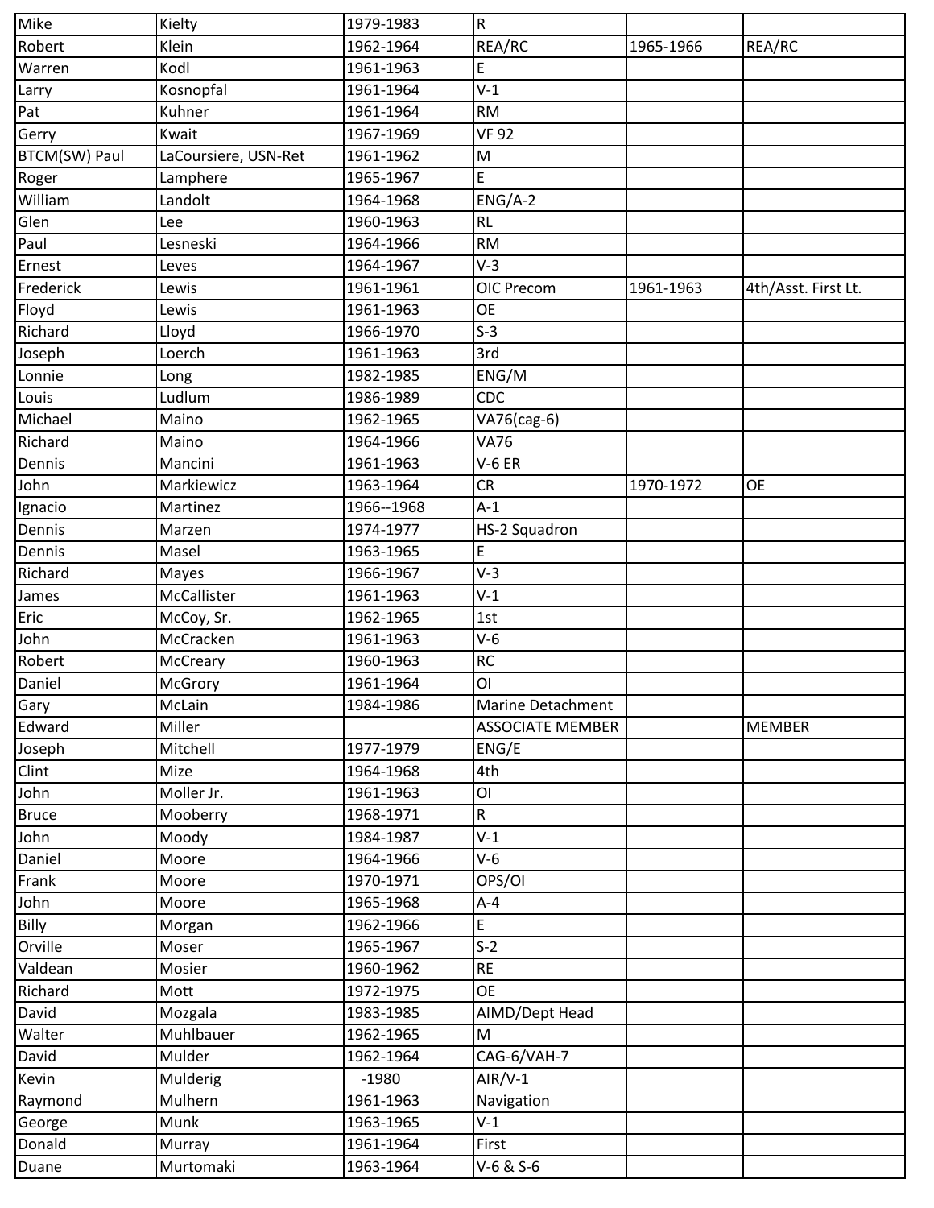| | | | | | |
|---|---|---|---|---|---|
| Mike | Kielty | 1979-1983 | R | | |
| Robert | Klein | 1962-1964 | REA/RC | 1965-1966 | REA/RC |
| Warren | Kodl | 1961-1963 | E | | |
| Larry | Kosnopfal | 1961-1964 | V-1 | | |
| Pat | Kuhner | 1961-1964 | RM | | |
| Gerry | Kwait | 1967-1969 | VF 92 | | |
| BTCM(SW) Paul | LaCoursiere, USN-Ret | 1961-1962 | M | | |
| Roger | Lamphere | 1965-1967 | E | | |
| William | Landolt | 1964-1968 | ENG/A-2 | | |
| Glen | Lee | 1960-1963 | RL | | |
| Paul | Lesneski | 1964-1966 | RM | | |
| Ernest | Leves | 1964-1967 | V-3 | | |
| Frederick | Lewis | 1961-1961 | OIC Precom | 1961-1963 | 4th/Asst. First Lt. |
| Floyd | Lewis | 1961-1963 | OE | | |
| Richard | Lloyd | 1966-1970 | S-3 | | |
| Joseph | Loerch | 1961-1963 | 3rd | | |
| Lonnie | Long | 1982-1985 | ENG/M | | |
| Louis | Ludlum | 1986-1989 | CDC | | |
| Michael | Maino | 1962-1965 | VA76(cag-6) | | |
| Richard | Maino | 1964-1966 | VA76 | | |
| Dennis | Mancini | 1961-1963 | V-6 ER | | |
| John | Markiewicz | 1963-1964 | CR | 1970-1972 | OE |
| Ignacio | Martinez | 1966--1968 | A-1 | | |
| Dennis | Marzen | 1974-1977 | HS-2 Squadron | | |
| Dennis | Masel | 1963-1965 | E | | |
| Richard | Mayes | 1966-1967 | V-3 | | |
| James | McCallister | 1961-1963 | V-1 | | |
| Eric | McCoy, Sr. | 1962-1965 | 1st | | |
| John | McCracken | 1961-1963 | V-6 | | |
| Robert | McCreary | 1960-1963 | RC | | |
| Daniel | McGrory | 1961-1964 | OI | | |
| Gary | McLain | 1984-1986 | Marine Detachment | | |
| Edward | Miller | | ASSOCIATE MEMBER | | MEMBER |
| Joseph | Mitchell | 1977-1979 | ENG/E | | |
| Clint | Mize | 1964-1968 | 4th | | |
| John | Moller Jr. | 1961-1963 | OI | | |
| Bruce | Mooberry | 1968-1971 | R | | |
| John | Moody | 1984-1987 | V-1 | | |
| Daniel | Moore | 1964-1966 | V-6 | | |
| Frank | Moore | 1970-1971 | OPS/OI | | |
| John | Moore | 1965-1968 | A-4 | | |
| Billy | Morgan | 1962-1966 | E | | |
| Orville | Moser | 1965-1967 | S-2 | | |
| Valdean | Mosier | 1960-1962 | RE | | |
| Richard | Mott | 1972-1975 | OE | | |
| David | Mozgala | 1983-1985 | AIMD/Dept Head | | |
| Walter | Muhlbauer | 1962-1965 | M | | |
| David | Mulder | 1962-1964 | CAG-6/VAH-7 | | |
| Kevin | Mulderig | -1980 | AIR/V-1 | | |
| Raymond | Mulhern | 1961-1963 | Navigation | | |
| George | Munk | 1963-1965 | V-1 | | |
| Donald | Murray | 1961-1964 | First | | |
| Duane | Murtomaki | 1963-1964 | V-6 & S-6 | | |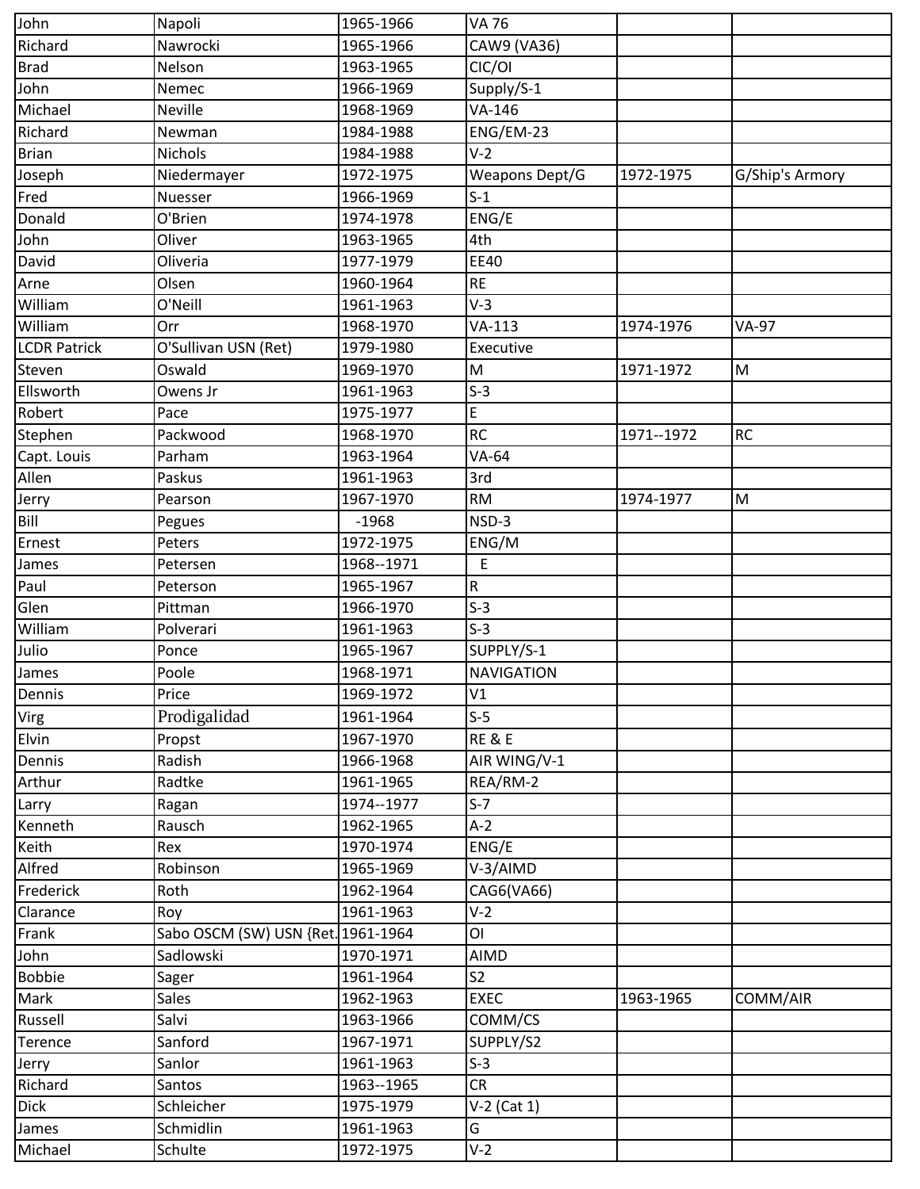| John | Napoli | 1965-1966 | VA 76 | | |
|---|---|---|---|---|---|
| Richard | Nawrocki | 1965-1966 | CAW9 (VA36) | | |
| Brad | Nelson | 1963-1965 | CIC/OI | | |
| John | Nemec | 1966-1969 | Supply/S-1 | | |
| Michael | Neville | 1968-1969 | VA-146 | | |
| Richard | Newman | 1984-1988 | ENG/EM-23 | | |
| Brian | Nichols | 1984-1988 | V-2 | | |
| Joseph | Niedermayer | 1972-1975 | Weapons Dept/G | 1972-1975 | G/Ship's Armory |
| Fred | Nuesser | 1966-1969 | S-1 | | |
| Donald | O'Brien | 1974-1978 | ENG/E | | |
| John | Oliver | 1963-1965 | 4th | | |
| David | Oliveria | 1977-1979 | EE40 | | |
| Arne | Olsen | 1960-1964 | RE | | |
| William | O'Neill | 1961-1963 | V-3 | | |
| William | Orr | 1968-1970 | VA-113 | 1974-1976 | VA-97 |
| LCDR Patrick | O'Sullivan USN (Ret) | 1979-1980 | Executive | | |
| Steven | Oswald | 1969-1970 | M | 1971-1972 | M |
| Ellsworth | Owens Jr | 1961-1963 | S-3 | | |
| Robert | Pace | 1975-1977 | E | | |
| Stephen | Packwood | 1968-1970 | RC | 1971--1972 | RC |
| Capt. Louis | Parham | 1963-1964 | VA-64 | | |
| Allen | Paskus | 1961-1963 | 3rd | | |
| Jerry | Pearson | 1967-1970 | RM | 1974-1977 | M |
| Bill | Pegues | -1968 | NSD-3 | | |
| Ernest | Peters | 1972-1975 | ENG/M | | |
| James | Petersen | 1968--1971 | E | | |
| Paul | Peterson | 1965-1967 | R | | |
| Glen | Pittman | 1966-1970 | S-3 | | |
| William | Polverari | 1961-1963 | S-3 | | |
| Julio | Ponce | 1965-1967 | SUPPLY/S-1 | | |
| James | Poole | 1968-1971 | NAVIGATION | | |
| Dennis | Price | 1969-1972 | V1 | | |
| Virg | Prodigalidad | 1961-1964 | S-5 | | |
| Elvin | Propst | 1967-1970 | RE & E | | |
| Dennis | Radish | 1966-1968 | AIR WING/V-1 | | |
| Arthur | Radtke | 1961-1965 | REA/RM-2 | | |
| Larry | Ragan | 1974--1977 | S-7 | | |
| Kenneth | Rausch | 1962-1965 | A-2 | | |
| Keith | Rex | 1970-1974 | ENG/E | | |
| Alfred | Robinson | 1965-1969 | V-3/AIMD | | |
| Frederick | Roth | 1962-1964 | CAG6(VA66) | | |
| Clarance | Roy | 1961-1963 | V-2 | | |
| Frank | Sabo OSCM (SW) USN {Ret. | 1961-1964 | OI | | |
| John | Sadlowski | 1970-1971 | AIMD | | |
| Bobbie | Sager | 1961-1964 | S2 | | |
| Mark | Sales | 1962-1963 | EXEC | 1963-1965 | COMM/AIR |
| Russell | Salvi | 1963-1966 | COMM/CS | | |
| Terence | Sanford | 1967-1971 | SUPPLY/S2 | | |
| Jerry | Sanlor | 1961-1963 | S-3 | | |
| Richard | Santos | 1963--1965 | CR | | |
| Dick | Schleicher | 1975-1979 | V-2 (Cat 1) | | |
| James | Schmidlin | 1961-1963 | G | | |
| Michael | Schulte | 1972-1975 | V-2 | | |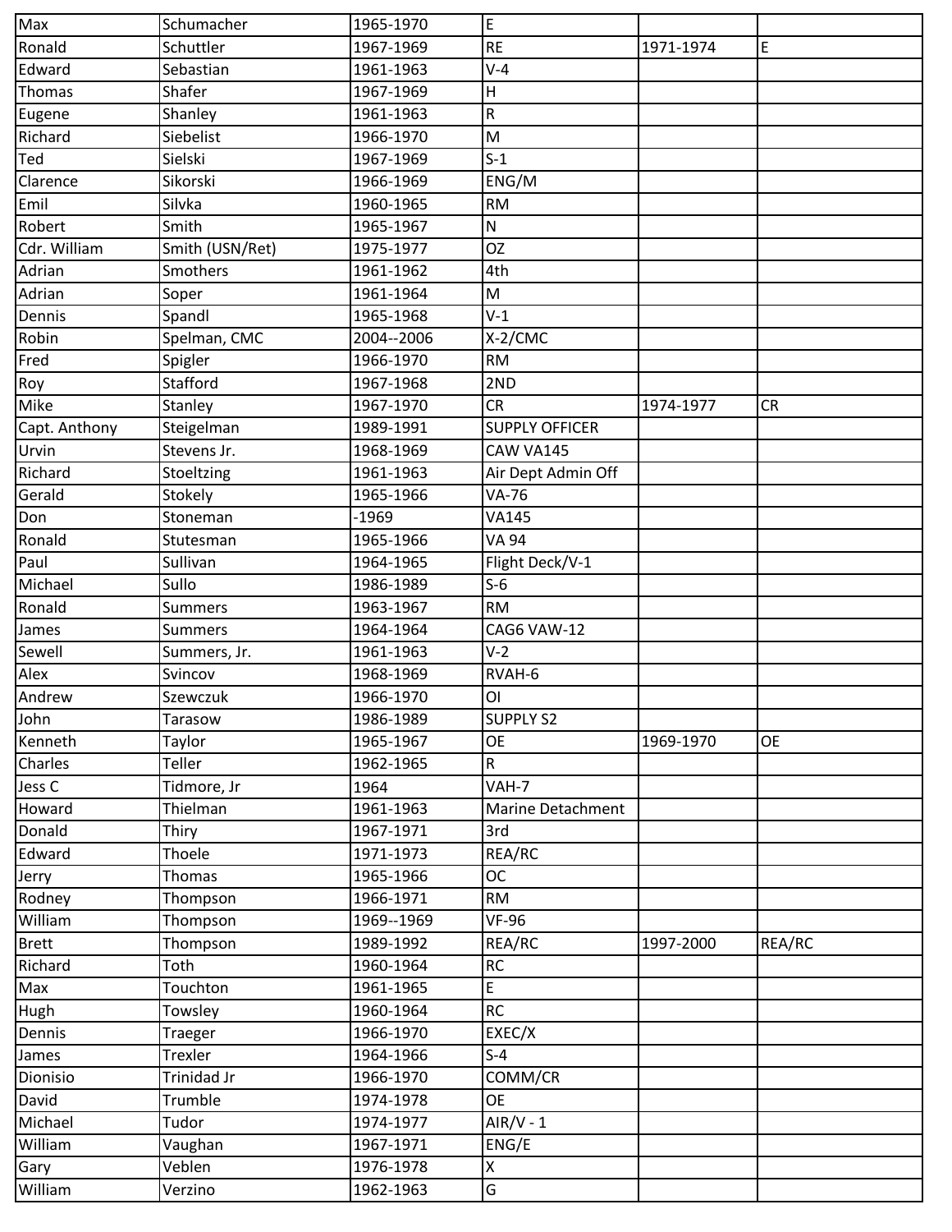| Max | Schumacher | 1965-1970 | E | | |
|---|---|---|---|---|---|
| Ronald | Schuttler | 1967-1969 | RE | 1971-1974 | E |
| Edward | Sebastian | 1961-1963 | V-4 | | |
| Thomas | Shafer | 1967-1969 | H | | |
| Eugene | Shanley | 1961-1963 | R | | |
| Richard | Siebelist | 1966-1970 | M | | |
| Ted | Sielski | 1967-1969 | S-1 | | |
| Clarence | Sikorski | 1966-1969 | ENG/M | | |
| Emil | Silvka | 1960-1965 | RM | | |
| Robert | Smith | 1965-1967 | N | | |
| Cdr. William | Smith (USN/Ret) | 1975-1977 | OZ | | |
| Adrian | Smothers | 1961-1962 | 4th | | |
| Adrian | Soper | 1961-1964 | M | | |
| Dennis | Spandl | 1965-1968 | V-1 | | |
| Robin | Spelman, CMC | 2004--2006 | X-2/CMC | | |
| Fred | Spigler | 1966-1970 | RM | | |
| Roy | Stafford | 1967-1968 | 2ND | | |
| Mike | Stanley | 1967-1970 | CR | 1974-1977 | CR |
| Capt. Anthony | Steigelman | 1989-1991 | SUPPLY OFFICER | | |
| Urvin | Stevens Jr. | 1968-1969 | CAW VA145 | | |
| Richard | Stoeltzing | 1961-1963 | Air Dept Admin Off | | |
| Gerald | Stokely | 1965-1966 | VA-76 | | |
| Don | Stoneman | -1969 | VA145 | | |
| Ronald | Stutesman | 1965-1966 | VA 94 | | |
| Paul | Sullivan | 1964-1965 | Flight Deck/V-1 | | |
| Michael | Sullo | 1986-1989 | S-6 | | |
| Ronald | Summers | 1963-1967 | RM | | |
| James | Summers | 1964-1964 | CAG6 VAW-12 | | |
| Sewell | Summers, Jr. | 1961-1963 | V-2 | | |
| Alex | Svincov | 1968-1969 | RVAH-6 | | |
| Andrew | Szewczuk | 1966-1970 | OI | | |
| John | Tarasow | 1986-1989 | SUPPLY S2 | | |
| Kenneth | Taylor | 1965-1967 | OE | 1969-1970 | OE |
| Charles | Teller | 1962-1965 | R | | |
| Jess C | Tidmore, Jr | 1964 | VAH-7 | | |
| Howard | Thielman | 1961-1963 | Marine Detachment | | |
| Donald | Thiry | 1967-1971 | 3rd | | |
| Edward | Thoele | 1971-1973 | REA/RC | | |
| Jerry | Thomas | 1965-1966 | OC | | |
| Rodney | Thompson | 1966-1971 | RM | | |
| William | Thompson | 1969--1969 | VF-96 | | |
| Brett | Thompson | 1989-1992 | REA/RC | 1997-2000 | REA/RC |
| Richard | Toth | 1960-1964 | RC | | |
| Max | Touchton | 1961-1965 | E | | |
| Hugh | Towsley | 1960-1964 | RC | | |
| Dennis | Traeger | 1966-1970 | EXEC/X | | |
| James | Trexler | 1964-1966 | S-4 | | |
| Dionisio | Trinidad Jr | 1966-1970 | COMM/CR | | |
| David | Trumble | 1974-1978 | OE | | |
| Michael | Tudor | 1974-1977 | AIR/V - 1 | | |
| William | Vaughan | 1967-1971 | ENG/E | | |
| Gary | Veblen | 1976-1978 | X | | |
| William | Verzino | 1962-1963 | G | | |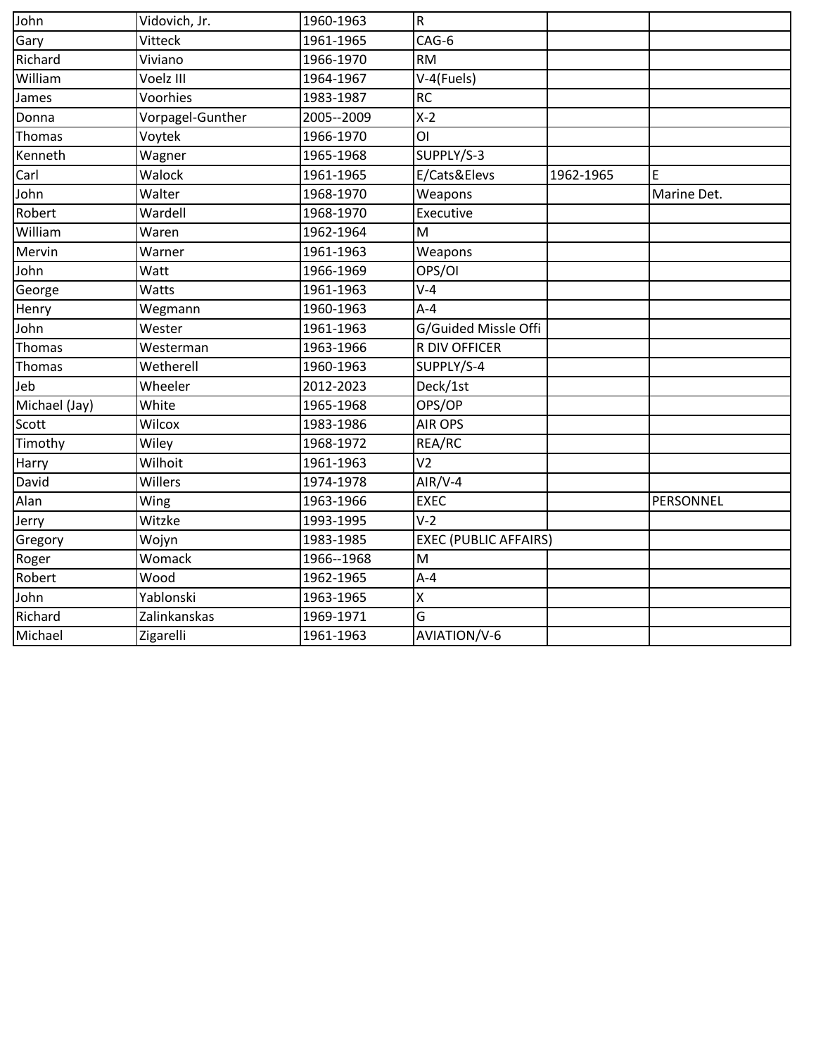| | | | | | |
|---|---|---|---|---|---|
| John | Vidovich, Jr. | 1960-1963 | R | | |
| Gary | Vitteck | 1961-1965 | CAG-6 | | |
| Richard | Viviano | 1966-1970 | RM | | |
| William | Voelz III | 1964-1967 | V-4(Fuels) | | |
| James | Voorhies | 1983-1987 | RC | | |
| Donna | Vorpagel-Gunther | 2005--2009 | X-2 | | |
| Thomas | Voytek | 1966-1970 | OI | | |
| Kenneth | Wagner | 1965-1968 | SUPPLY/S-3 | | |
| Carl | Walock | 1961-1965 | E/Cats&Elevs | 1962-1965 | E |
| John | Walter | 1968-1970 | Weapons | | Marine Det. |
| Robert | Wardell | 1968-1970 | Executive | | |
| William | Waren | 1962-1964 | M | | |
| Mervin | Warner | 1961-1963 | Weapons | | |
| John | Watt | 1966-1969 | OPS/OI | | |
| George | Watts | 1961-1963 | V-4 | | |
| Henry | Wegmann | 1960-1963 | A-4 | | |
| John | Wester | 1961-1963 | G/Guided Missle Offi | | |
| Thomas | Westerman | 1963-1966 | R DIV OFFICER | | |
| Thomas | Wetherell | 1960-1963 | SUPPLY/S-4 | | |
| Jeb | Wheeler | 2012-2023 | Deck/1st | | |
| Michael (Jay) | White | 1965-1968 | OPS/OP | | |
| Scott | Wilcox | 1983-1986 | AIR OPS | | |
| Timothy | Wiley | 1968-1972 | REA/RC | | |
| Harry | Wilhoit | 1961-1963 | V2 | | |
| David | Willers | 1974-1978 | AIR/V-4 | | |
| Alan | Wing | 1963-1966 | EXEC | | PERSONNEL |
| Jerry | Witzke | 1993-1995 | V-2 | | |
| Gregory | Wojyn | 1983-1985 | EXEC (PUBLIC AFFAIRS) | | |
| Roger | Womack | 1966--1968 | M | | |
| Robert | Wood | 1962-1965 | A-4 | | |
| John | Yablonski | 1963-1965 | X | | |
| Richard | Zalinkanskas | 1969-1971 | G | | |
| Michael | Zigarelli | 1961-1963 | AVIATION/V-6 | | |